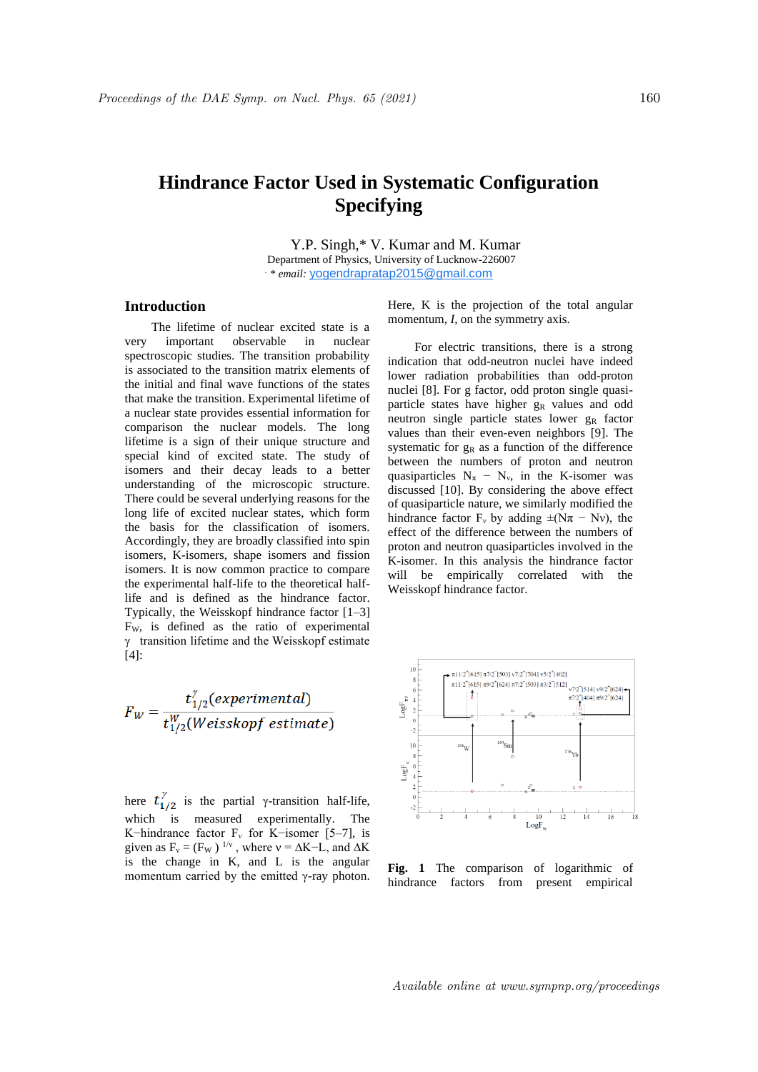# Hindrance Factor Used in Systematic Configuration Specifying

Y.P. Singh,* V. Kumar and M. Kumar

Department of Physics, University of Lucknow-226007

* *email:* yogendrapratap2015@gmail.com

## Introduction

The lifetime of nuclear excited state is a very important observable in nuclear spectroscopic studies. The transition probability is associated to the transition matrix elements of the initial and final wave functions of the states that make the transition. Experimental lifetime of a nuclear state provides essential information for comparison the nuclear models. The long lifetime is a sign of their unique structure and special kind of excited state. The study of isomers and their decay leads to a better understanding of the microscopic structure. There could be several underlying reasons for the long life of excited nuclear states, which form the basis for the classification of isomers. Accordingly, they are broadly classified into spin isomers, K-isomers, shape isomers and fission isomers. It is now common practice to compare the experimental half-life to the theoretical half-life and is defined as the hindrance factor. Typically, the Weisskopf hindrance factor [1–3] $F_W$, is defined as the ratio of experimental γ transition lifetime and the Weisskopf estimate [4]:

$$F_W = \frac{t_{1/2}^{\gamma}(experimental)}{t_{1/2}^{W}(Weisskopf\ estimate)}$$

here $t_{1/2}^{\gamma}$ is the partial γ-transition half-life, which is measured experimentally. The K−hindrance factor $F_\nu$ for K−isomer [5–7], is given as $F_\nu = (F_W)^{1/\nu}$, where $\nu = \Delta K - L$, and ΔK is the change in K, and L is the angular momentum carried by the emitted γ-ray photon. Here, K is the projection of the total angular momentum, *I*, on the symmetry axis.

For electric transitions, there is a strong indication that odd-neutron nuclei have indeed lower radiation probabilities than odd-proton nuclei [8]. For g factor, odd proton single quasi-particle states have higher $g_R$ values and odd neutron single particle states lower $g_R$ factor values than their even-even neighbors [9]. The systematic for $g_R$ as a function of the difference between the numbers of proton and neutron quasiparticles $N_\pi - N_\nu$, in the K-isomer was discussed [10]. By considering the above effect of quasiparticle nature, we similarly modified the hindrance factor $F_\nu$ by adding $\pm(N\pi - N\nu)$, the effect of the difference between the numbers of proton and neutron quasiparticles involved in the K-isomer. In this analysis the hindrance factor will be empirically correlated with the Weisskopf hindrance factor.

**Fig. 1** The comparison of logarithmic of hindrance factors from present empirical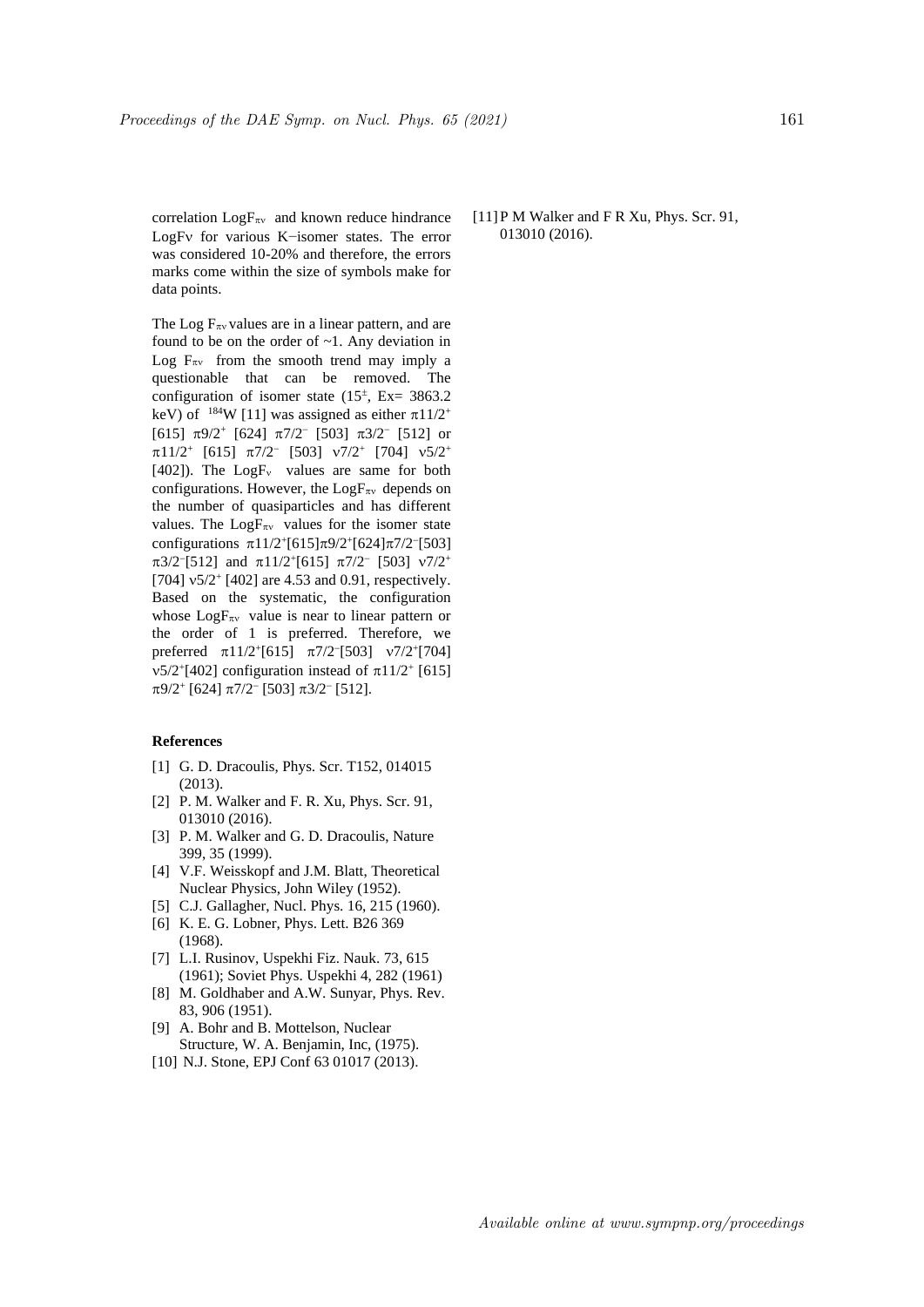correlation $\text{LogF}_{\pi\nu}$ and known reduce hindrance $\text{LogF}\nu$ for various K−isomer states. The error was considered 10-20% and therefore, the errors marks come within the size of symbols make for data points.

The Log $F_{\pi\nu}$ values are in a linear pattern, and are found to be on the order of ~1. Any deviation in Log $F_{\pi\nu}$ from the smooth trend may imply a questionable that can be removed. The configuration of isomer state ($15^{\pm}$, Ex= 3863.2 keV) of $^{184}$W [11] was assigned as either $\pi 11/2^{+}$ [615] $\pi 9/2^{+}$ [624] $\pi 7/2^{-}$ [503] $\pi 3/2^{-}$ [512] or $\pi 11/2^{+}$ [615] $\pi 7/2^{-}$ [503] $\nu 7/2^{+}$ [704] $\nu 5/2^{+}$ [402]). The $\text{LogF}_{\nu}$ values are same for both configurations. However, the $\text{LogF}_{\pi\nu}$ depends on the number of quasiparticles and has different values. The $\text{LogF}_{\pi\nu}$ values for the isomer state configurations $\pi 11/2^{+}$[615]$\pi 9/2^{+}$[624]$\pi 7/2^{-}$[503] $\pi 3/2^{-}$[512] and $\pi 11/2^{+}$[615] $\pi 7/2^{-}$ [503] $\nu 7/2^{+}$ [704] $\nu 5/2^{+}$ [402] are 4.53 and 0.91, respectively. Based on the systematic, the configuration whose $\text{LogF}_{\pi\nu}$ value is near to linear pattern or the order of 1 is preferred. Therefore, we preferred $\pi 11/2^{+}$[615] $\pi 7/2^{-}$[503] $\nu 7/2^{+}$[704] $\nu 5/2^{+}$[402] configuration instead of $\pi 11/2^{+}$ [615] $\pi 9/2^{+}$ [624] $\pi 7/2^{-}$ [503] $\pi 3/2^{-}$ [512].

## References

[1] G. D. Dracoulis, Phys. Scr. T152, 014015 (2013).
[2] P. M. Walker and F. R. Xu, Phys. Scr. 91, 013010 (2016).
[3] P. M. Walker and G. D. Dracoulis, Nature 399, 35 (1999).
[4] V.F. Weisskopf and J.M. Blatt, Theoretical Nuclear Physics, John Wiley (1952).
[5] C.J. Gallagher, Nucl. Phys. 16, 215 (1960).
[6] K. E. G. Lobner, Phys. Lett. B26 369 (1968).
[7] L.I. Rusinov, Uspekhi Fiz. Nauk. 73, 615 (1961); Soviet Phys. Uspekhi 4, 282 (1961)
[8] M. Goldhaber and A.W. Sunyar, Phys. Rev. 83, 906 (1951).
[9] A. Bohr and B. Mottelson, Nuclear Structure, W. A. Benjamin, Inc, (1975).
[10] N.J. Stone, EPJ Conf 63 01017 (2013).
[11] P M Walker and F R Xu, Phys. Scr. 91, 013010 (2016).